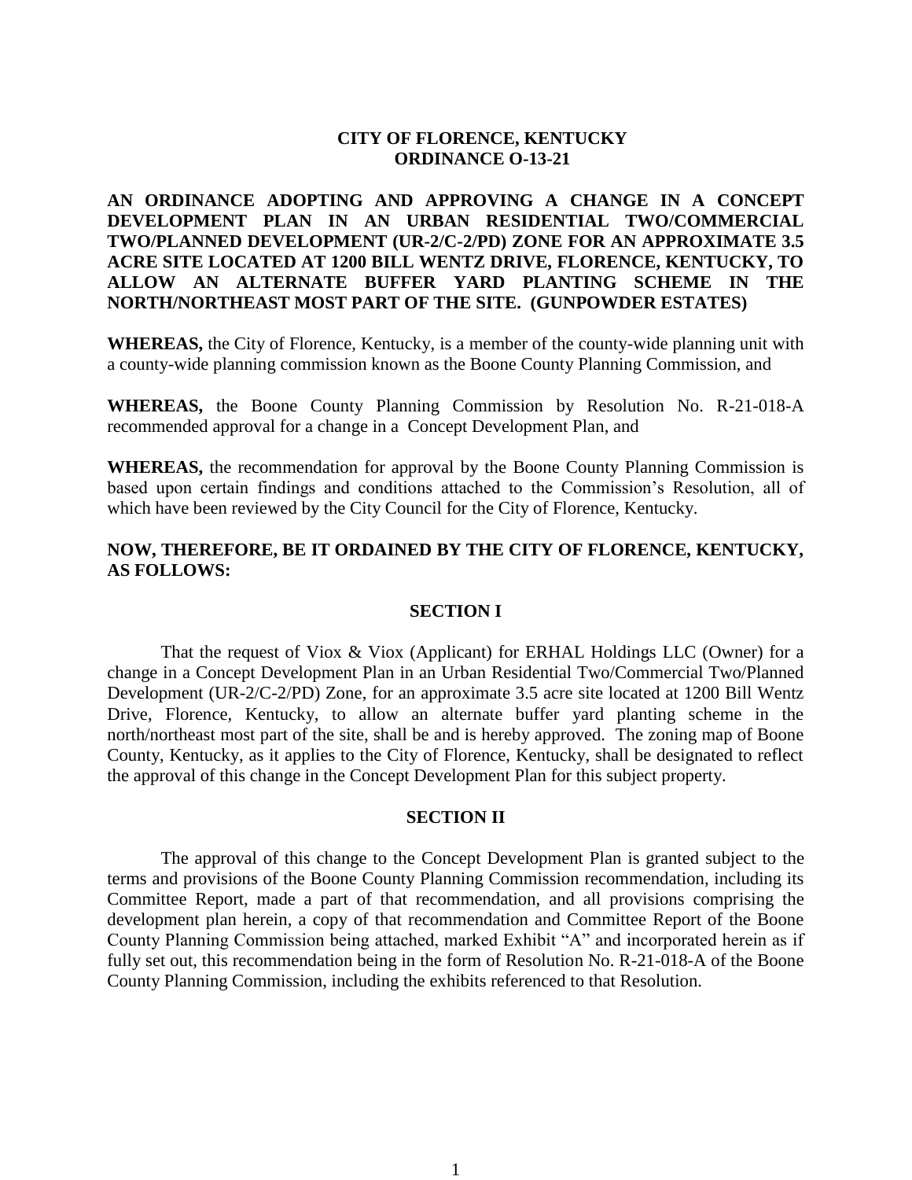# CITY OF FLORENCE, KENTUCKY
## ORDINANCE O-13-21

**AN ORDINANCE ADOPTING AND APPROVING A CHANGE IN A CONCEPT DEVELOPMENT PLAN IN AN URBAN RESIDENTIAL TWO/COMMERCIAL TWO/PLANNED DEVELOPMENT (UR-2/C-2/PD) ZONE FOR AN APPROXIMATE 3.5 ACRE SITE LOCATED AT 1200 BILL WENTZ DRIVE, FLORENCE, KENTUCKY, TO ALLOW AN ALTERNATE BUFFER YARD PLANTING SCHEME IN THE NORTH/NORTHEAST MOST PART OF THE SITE. (GUNPOWDER ESTATES)**

**WHEREAS,** the City of Florence, Kentucky, is a member of the county-wide planning unit with a county-wide planning commission known as the Boone County Planning Commission, and

**WHEREAS,** the Boone County Planning Commission by Resolution No. R-21-018-A recommended approval for a change in a Concept Development Plan, and

**WHEREAS,** the recommendation for approval by the Boone County Planning Commission is based upon certain findings and conditions attached to the Commission's Resolution, all of which have been reviewed by the City Council for the City of Florence, Kentucky.

**NOW, THEREFORE, BE IT ORDAINED BY THE CITY OF FLORENCE, KENTUCKY, AS FOLLOWS:**

### SECTION I

That the request of Viox & Viox (Applicant) for ERHAL Holdings LLC (Owner) for a change in a Concept Development Plan in an Urban Residential Two/Commercial Two/Planned Development (UR-2/C-2/PD) Zone, for an approximate 3.5 acre site located at 1200 Bill Wentz Drive, Florence, Kentucky, to allow an alternate buffer yard planting scheme in the north/northeast most part of the site, shall be and is hereby approved. The zoning map of Boone County, Kentucky, as it applies to the City of Florence, Kentucky, shall be designated to reflect the approval of this change in the Concept Development Plan for this subject property.

### SECTION II

The approval of this change to the Concept Development Plan is granted subject to the terms and provisions of the Boone County Planning Commission recommendation, including its Committee Report, made a part of that recommendation, and all provisions comprising the development plan herein, a copy of that recommendation and Committee Report of the Boone County Planning Commission being attached, marked Exhibit "A" and incorporated herein as if fully set out, this recommendation being in the form of Resolution No. R-21-018-A of the Boone County Planning Commission, including the exhibits referenced to that Resolution.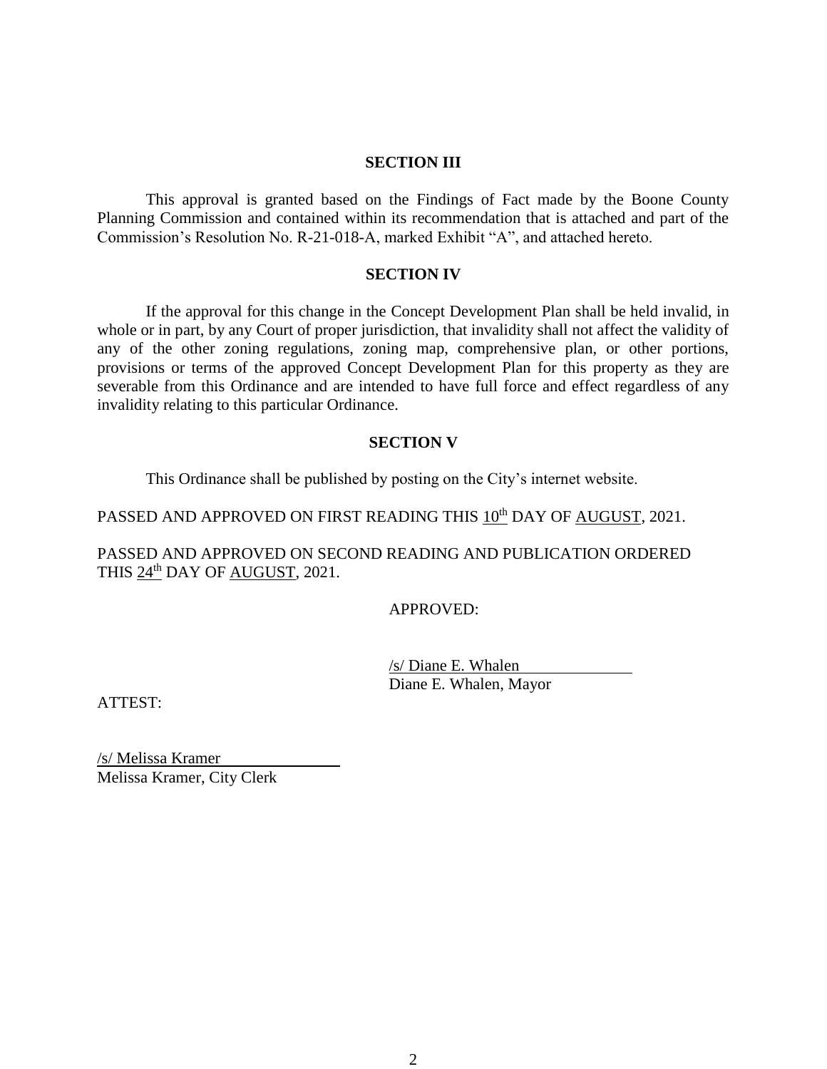## SECTION III

This approval is granted based on the Findings of Fact made by the Boone County Planning Commission and contained within its recommendation that is attached and part of the Commission's Resolution No. R-21-018-A, marked Exhibit "A", and attached hereto.

## SECTION IV

If the approval for this change in the Concept Development Plan shall be held invalid, in whole or in part, by any Court of proper jurisdiction, that invalidity shall not affect the validity of any of the other zoning regulations, zoning map, comprehensive plan, or other portions, provisions or terms of the approved Concept Development Plan for this property as they are severable from this Ordinance and are intended to have full force and effect regardless of any invalidity relating to this particular Ordinance.

## SECTION V

This Ordinance shall be published by posting on the City's internet website.

PASSED AND APPROVED ON FIRST READING THIS 10th DAY OF AUGUST, 2021.

PASSED AND APPROVED ON SECOND READING AND PUBLICATION ORDERED THIS 24th DAY OF AUGUST, 2021.

APPROVED:

/s/ Diane E. Whalen
Diane E. Whalen, Mayor

ATTEST:

/s/ Melissa Kramer
Melissa Kramer, City Clerk